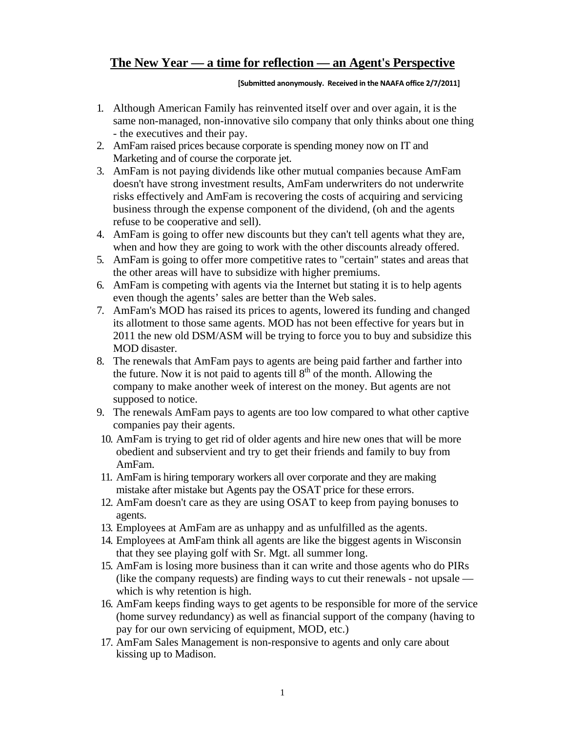# The New Year — a time for reflection — an Agent's Perspective

**[Submitted anonymously. Received in the NAAFA office 2/7/2011]**

1. Although American Family has reinvented itself over and over again, it is the same non-managed, non-innovative silo company that only thinks about one thing - the executives and their pay.
2. AmFam raised prices because corporate is spending money now on IT and Marketing and of course the corporate jet.
3. AmFam is not paying dividends like other mutual companies because AmFam doesn't have strong investment results, AmFam underwriters do not underwrite risks effectively and AmFam is recovering the costs of acquiring and servicing business through the expense component of the dividend, (oh and the agents refuse to be cooperative and sell).
4. AmFam is going to offer new discounts but they can't tell agents what they are, when and how they are going to work with the other discounts already offered.
5. AmFam is going to offer more competitive rates to "certain" states and areas that the other areas will have to subsidize with higher premiums.
6. AmFam is competing with agents via the Internet but stating it is to help agents even though the agents' sales are better than the Web sales.
7. AmFam's MOD has raised its prices to agents, lowered its funding and changed its allotment to those same agents. MOD has not been effective for years but in 2011 the new old DSM/ASM will be trying to force you to buy and subsidize this MOD disaster.
8. The renewals that AmFam pays to agents are being paid farther and farther into the future. Now it is not paid to agents till 8th of the month. Allowing the company to make another week of interest on the money. But agents are not supposed to notice.
9. The renewals AmFam pays to agents are too low compared to what other captive companies pay their agents.
10. AmFam is trying to get rid of older agents and hire new ones that will be more obedient and subservient and try to get their friends and family to buy from AmFam.
11. AmFam is hiring temporary workers all over corporate and they are making mistake after mistake but Agents pay the OSAT price for these errors.
12. AmFam doesn't care as they are using OSAT to keep from paying bonuses to agents.
13. Employees at AmFam are as unhappy and as unfulfilled as the agents.
14. Employees at AmFam think all agents are like the biggest agents in Wisconsin that they see playing golf with Sr. Mgt. all summer long.
15. AmFam is losing more business than it can write and those agents who do PIRs (like the company requests) are finding ways to cut their renewals - not upsale — which is why retention is high.
16. AmFam keeps finding ways to get agents to be responsible for more of the service (home survey redundancy) as well as financial support of the company (having to pay for our own servicing of equipment, MOD, etc.)
17. AmFam Sales Management is non-responsive to agents and only care about kissing up to Madison.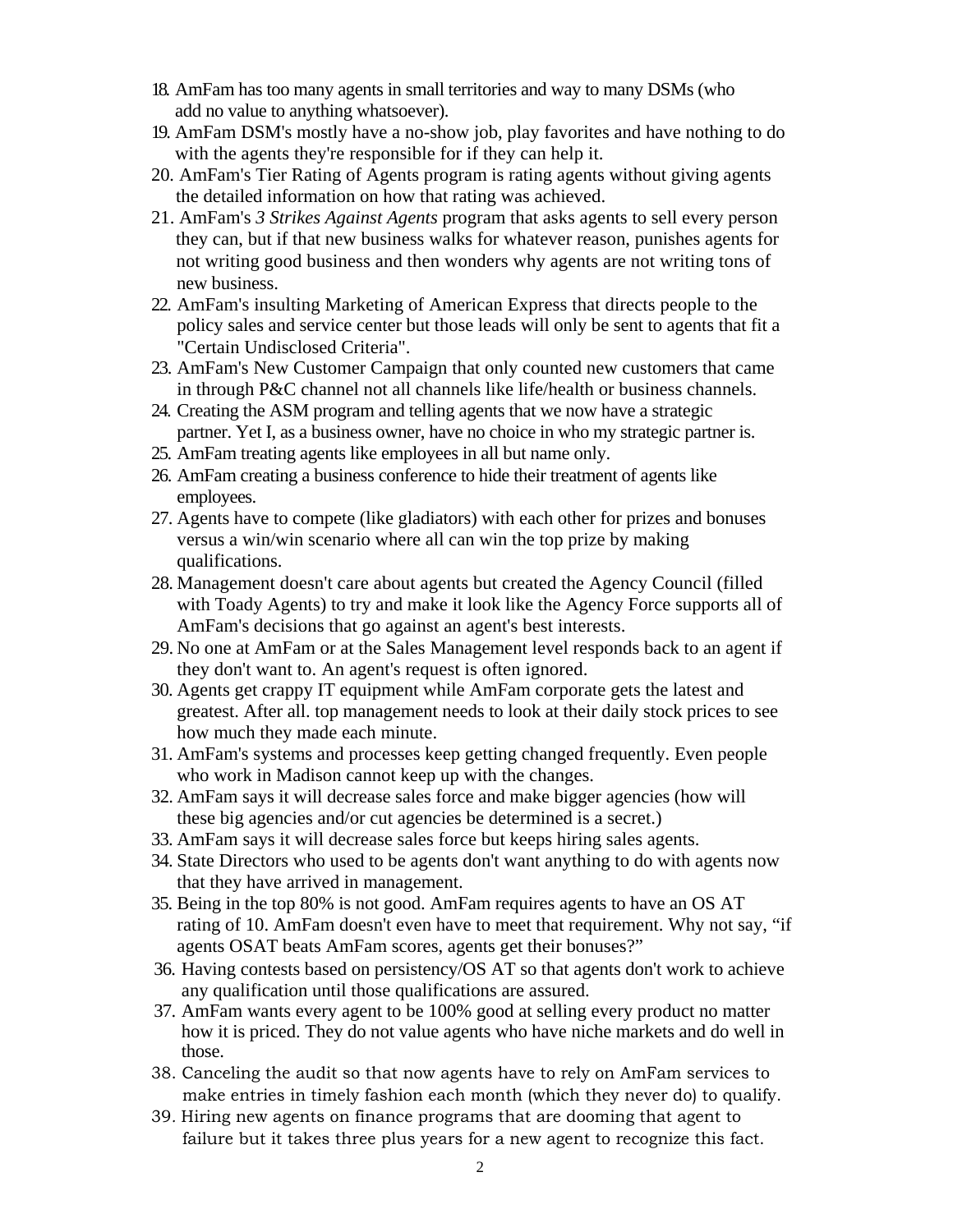18. AmFam has too many agents in small territories and way to many DSMs (who add no value to anything whatsoever).
19. AmFam DSM's mostly have a no-show job, play favorites and have nothing to do with the agents they're responsible for if they can help it.
20. AmFam's Tier Rating of Agents program is rating agents without giving agents the detailed information on how that rating was achieved.
21. AmFam's *3 Strikes Against Agents* program that asks agents to sell every person they can, but if that new business walks for whatever reason, punishes agents for not writing good business and then wonders why agents are not writing tons of new business.
22. AmFam's insulting Marketing of American Express that directs people to the policy sales and service center but those leads will only be sent to agents that fit a "Certain Undisclosed Criteria".
23. AmFam's New Customer Campaign that only counted new customers that came in through P&C channel not all channels like life/health or business channels.
24. Creating the ASM program and telling agents that we now have a strategic partner. Yet I, as a business owner, have no choice in who my strategic partner is.
25. AmFam treating agents like employees in all but name only.
26. AmFam creating a business conference to hide their treatment of agents like employees.
27. Agents have to compete (like gladiators) with each other for prizes and bonuses versus a win/win scenario where all can win the top prize by making qualifications.
28. Management doesn't care about agents but created the Agency Council (filled with Toady Agents) to try and make it look like the Agency Force supports all of AmFam's decisions that go against an agent's best interests.
29. No one at AmFam or at the Sales Management level responds back to an agent if they don't want to. An agent's request is often ignored.
30. Agents get crappy IT equipment while AmFam corporate gets the latest and greatest. After all. top management needs to look at their daily stock prices to see how much they made each minute.
31. AmFam's systems and processes keep getting changed frequently. Even people who work in Madison cannot keep up with the changes.
32. AmFam says it will decrease sales force and make bigger agencies (how will these big agencies and/or cut agencies be determined is a secret.)
33. AmFam says it will decrease sales force but keeps hiring sales agents.
34. State Directors who used to be agents don't want anything to do with agents now that they have arrived in management.
35. Being in the top 80% is not good. AmFam requires agents to have an OS AT rating of 10. AmFam doesn't even have to meet that requirement. Why not say, "if agents OSAT beats AmFam scores, agents get their bonuses?"
36. Having contests based on persistency/OS AT so that agents don't work to achieve any qualification until those qualifications are assured.
37. AmFam wants every agent to be 100% good at selling every product no matter how it is priced. They do not value agents who have niche markets and do well in those.
38. Canceling the audit so that now agents have to rely on AmFam services to make entries in timely fashion each month (which they never do) to qualify.
39. Hiring new agents on finance programs that are dooming that agent to failure but it takes three plus years for a new agent to recognize this fact.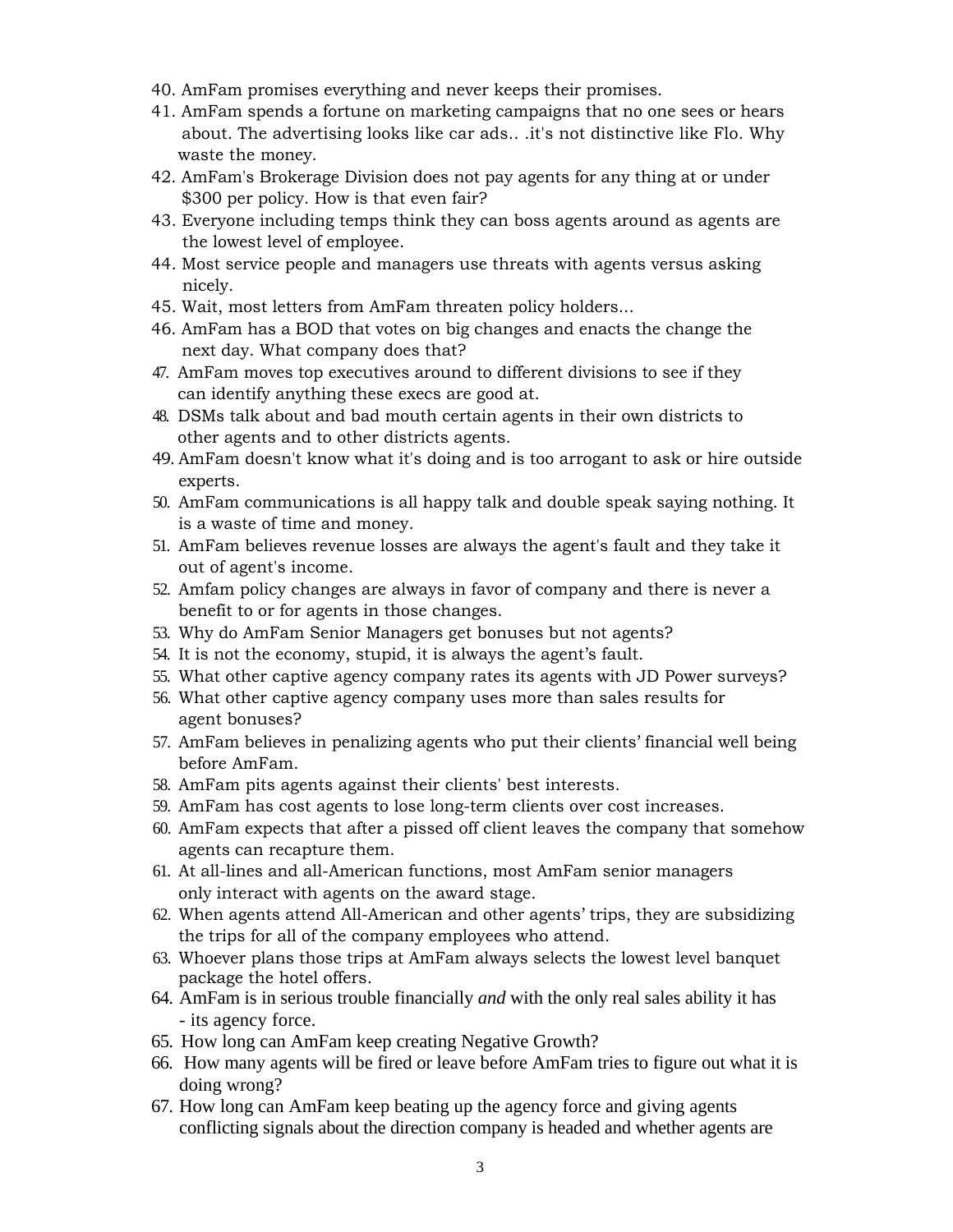40. AmFam promises everything and never keeps their promises.
41. AmFam spends a fortune on marketing campaigns that no one sees or hears about. The advertising looks like car ads.. .it's not distinctive like Flo. Why waste the money.
42. AmFam's Brokerage Division does not pay agents for any thing at or under $300 per policy. How is that even fair?
43. Everyone including temps think they can boss agents around as agents are the lowest level of employee.
44. Most service people and managers use threats with agents versus asking nicely.
45. Wait, most letters from AmFam threaten policy holders...
46. AmFam has a BOD that votes on big changes and enacts the change the next day. What company does that?
47. AmFam moves top executives around to different divisions to see if they can identify anything these execs are good at.
48. DSMs talk about and bad mouth certain agents in their own districts to other agents and to other districts agents.
49. AmFam doesn't know what it's doing and is too arrogant to ask or hire outside experts.
50. AmFam communications is all happy talk and double speak saying nothing. It is a waste of time and money.
51. AmFam believes revenue losses are always the agent's fault and they take it out of agent's income.
52. Amfam policy changes are always in favor of company and there is never a benefit to or for agents in those changes.
53. Why do AmFam Senior Managers get bonuses but not agents?
54. It is not the economy, stupid, it is always the agent's fault.
55. What other captive agency company rates its agents with JD Power surveys?
56. What other captive agency company uses more than sales results for agent bonuses?
57. AmFam believes in penalizing agents who put their clients' financial well being before AmFam.
58. AmFam pits agents against their clients' best interests.
59. AmFam has cost agents to lose long-term clients over cost increases.
60. AmFam expects that after a pissed off client leaves the company that somehow agents can recapture them.
61. At all-lines and all-American functions, most AmFam senior managers only interact with agents on the award stage.
62. When agents attend All-American and other agents' trips, they are subsidizing the trips for all of the company employees who attend.
63. Whoever plans those trips at AmFam always selects the lowest level banquet package the hotel offers.
64. AmFam is in serious trouble financially *and* with the only real sales ability it has - its agency force.
65. How long can AmFam keep creating Negative Growth?
66. How many agents will be fired or leave before AmFam tries to figure out what it is doing wrong?
67. How long can AmFam keep beating up the agency force and giving agents conflicting signals about the direction company is headed and whether agents are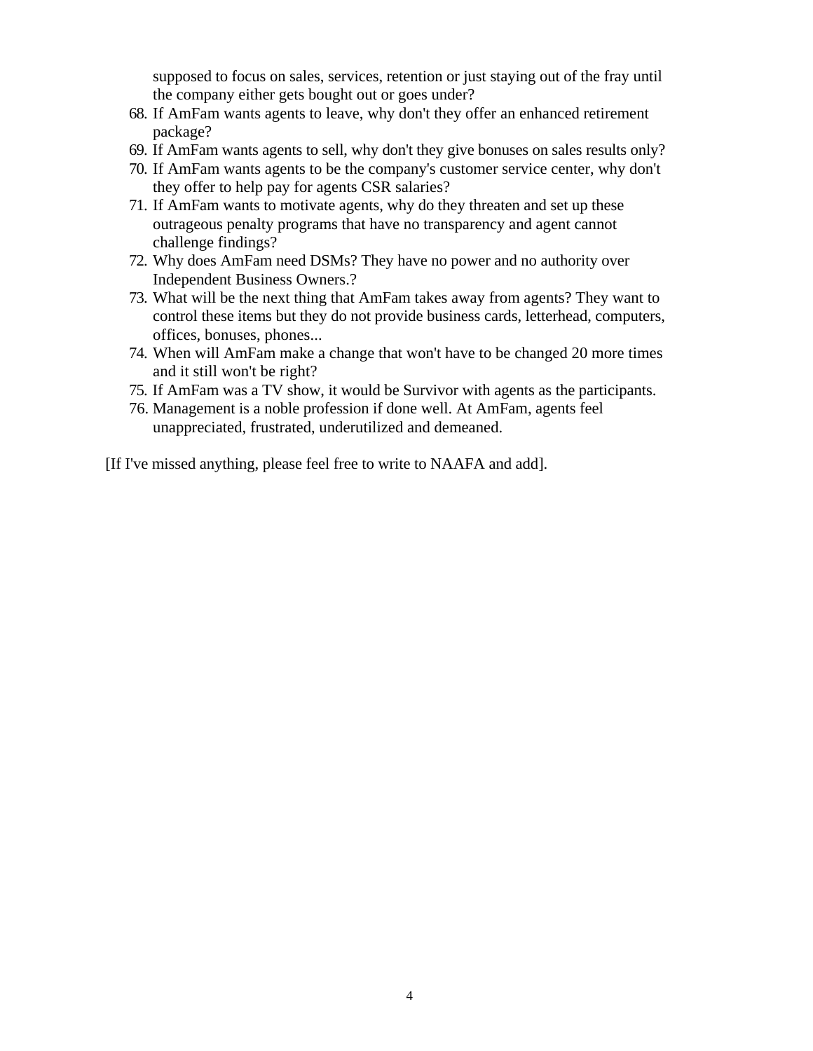supposed to focus on sales, services, retention or just staying out of the fray until the company either gets bought out or goes under?

68. If AmFam wants agents to leave, why don't they offer an enhanced retirement package?
69. If AmFam wants agents to sell, why don't they give bonuses on sales results only?
70. If AmFam wants agents to be the company's customer service center, why don't they offer to help pay for agents CSR salaries?
71. If AmFam wants to motivate agents, why do they threaten and set up these outrageous penalty programs that have no transparency and agent cannot challenge findings?
72. Why does AmFam need DSMs? They have no power and no authority over Independent Business Owners.?
73. What will be the next thing that AmFam takes away from agents? They want to control these items but they do not provide business cards, letterhead, computers, offices, bonuses, phones...
74. When will AmFam make a change that won't have to be changed 20 more times and it still won't be right?
75. If AmFam was a TV show, it would be Survivor with agents as the participants.
76. Management is a noble profession if done well. At AmFam, agents feel unappreciated, frustrated, underutilized and demeaned.

[If I've missed anything, please feel free to write to NAAFA and add].